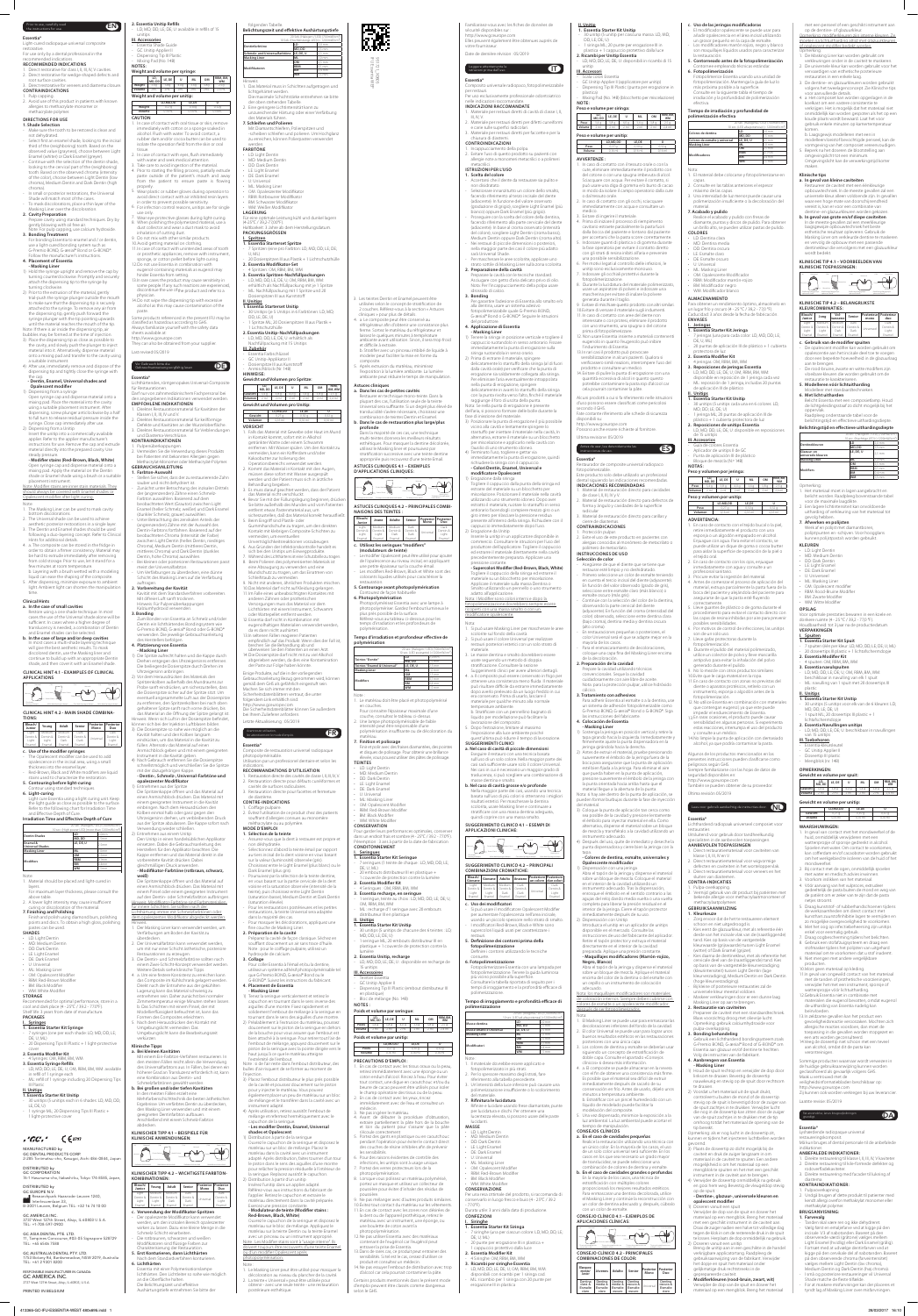Prior to use, carefully read the instructions for use. **EN**

# Essentia®

Light-cured radiopaque universal composite restorative.

For use only by a dental professional in the recommended indications.

## RECOMMENDED INDICATIONS

1. Direct restoration for class I, II, III, IV, V cavities.
2. Direct restoration for wedge-shaped defects and root surface caries.
3. Direct restoration for veneers and diastema closure.

## CONTRAINDICATIONS

1. Pulp capping.
2. Avoid use of this product in patients with known allergies to methacrylate monomer or methacrylate polymer.

## DIRECTIONS FOR USE

### 1. Shade Selection

Make sure the tooth to be restored is clean and not dehydrated.

Shade first on enamel shade, looking to the incisal third of the neighbouring tooth. Based on the observed value (grayness), choose between Light Enamel (white) or Dark Enamel (greyer).

Continue with the selection of the dentin shade, looking to the cervical part of the neighbouring tooth. Based on the observed chroma (intensity of the color), choose between Light Dentin (low chroma), Medium Dentin and Dark Dentin (high chroma).

In small or posterior restorations, the Universal Shade will match most of the cases.

To mask discolorations, place a thin layer of the Masking Liner over the discolorations.

### 2. Cavity Preparation

Prepare cavity using standard techniques. Dry by gently blowing with oil free air.

Note: For pulp capping, use calcium hydroxide.

### 3. Bonding Treatment

For bonding Essentia to enamel and / or dentin, use a light-cured bonding system such as G-Premio BOND, G-aenial® Bond or G-BOND™. Follow the manufacturer's instructions.

### 4. Placement of Essentia

**– Masking Liner**

i) Hold the syringe upright and remove the cap by turning counterclockwise. Promptly and securely attach the dispensing tip to the syringe by turning clockwise.

ii) Gently push the syringe plunger outside the mouth to make sure that the dispensing tip is securely attached to the syringe. To remove any air from the dispensing tip, gently push forward the syringe plunger with the tip pointing upwards until the material reaches the mouth of the tip.

Note: If there is air inside the dispensing tip, air bubbles may be formed at the time of injection.

iii) Place the dispensing tip as close as possible to the cavity, and slowly push the plunger to inject material.

iv) After use, immediately remove and dispose of the dispensing tip and tightly close the syringe with the cap.

**– Dentin, Enamel, Universal shades and Opalescent modifier**

i) Dispensing from a Syringe: Turn the syringe handle clockwise and dispense material onto a mixing pad. Place the material into the cavity using a suitable placement instrument. After dispensing, screw plunger anticlockwise by a half to full turn to relieve residual pressure inside the syringe. Close cap immediately after use.

ii) Dispensing from a Unitip: Insert the unitip into a commercially available applier. Refer to the applier manufacturer's instructions for use. Remove the cap and extrude material directly into the prepared cavity.

**– Modifier stains (Red-Brown, Black, White)**

Open syringe cap and dispense material onto a mixing pad. Apply the material on the Dentin, Enamel or Universal Shade using a fine brush or a suitable placement instrument.

Note: Modifier stains may be mixed together. Those should always be covered with enamel shades or universal shades.

Note:

1. The Masking Liner can be used to mask cavity bottom discolorations.
2. The Universal shade can be used to achieve aesthetic posterior restorations in a single layer.
3. The Dentin and Enamel shades should be used following a layering concept. Refer to Clinical Hints for detailed layering.
4. Material may be hard to extrude immediately after removing from cold storage. Prior to use, let it stand for a few minutes at room temperature.
5. Layering with a brush method with a modeling liquid can ease the shaping of the composite.
6. After dispensing, minimize exposure to ambient light. Ambient light can shorten the manipulation time.

### Clinical Hints

**a. In the case of small cavities**

Restore using a single layer technique. In most cases the use of the Universal shade alone will be sufficient. In cases where a higher degree of translucency is needed, a combination of Dentin and Enamel shades can be selected.

**b. In the case of large and/or deep cavities**

In most cases a multi-shade layering technique will give the best aesthetic results. To mask discolored dentin, use the Masking liner and continue to build up with an appropriate Dentin shade, and then cover it with an Enamel shade.

**CLINICAL HINT 4.1 - EXAMPLES OF CLINICAL APPLICATIONS**

**CLINICAL HINT 4.2 - MAIN SHADE COMBINATIONS**

| Bleach | Young | Adult | Senior | Posterior Class |
|---|---|---|---|---|

**c. Use of the modifier syringes**

The Opalescent Modifier can be used to add opalescence to the incisal area, using a small thickness over the enamel layer.

Red-Brown, Black and White modifiers can be used to mimic characterizations.

**d. Light curing**

Light-cure Essentia using a light curing unit. Keep the light guide as close as possible to the surface. Refer to following chart for Irradiation Time and Effective Depth of Cure.

**Irradiation Time and Effective Depth of Cure**

Note:

1. Material should be placed and light-cured in layers.

### 7. Finishing and Polishing

Finish and polish using diamond burs, polishing points and discs. To obtain a high gloss, polishing system can be used.

## SHADES

- LD: Light Dentin
- MD: Medium Dentin
- DD: Dark Dentin
- LE: Light Enamel
- DE: Dark Enamel
- U: Universal
- ML: Masking Liner
- OM: Opalescent Modifier
- RBM: Red-Brown Modifier
- BM: Black Modifier
- WM: White Modifier

## STORAGE

Recommended for optimal performance, store in a cool and dark place (4–25°C / 39.2–77.0°F).

(Shelf life: 3 years from date of manufacture)

## PACKAGES

**I. Syringes**

1. **Essentia Starter Kit Syringe**
   7 syringes (one each shade: LD, MD, DD, LE, DE, U, ML)
   20 dispensing tips (Plastic) + 1 light-protective cover
2. **Essentia Modifier Kit**
   4 syringes: OM, RBM, BM, WM
3. **Essentia Syringe Refills**
   LD, MD, DD, LE, DE, U, OM, RBM, BM, WM: available in refill of 1 syringe each.
   ML: refill of 1 syringe including 20 Dispensing Tips (Plastic)

**II. Unitip**

1. **Essentia Starter Kit Unitip**
   30 unitips (5 unitips each in shades: LD, MD, DD, LE, DE, U)
   1 syringe ML, 20 Dispensing Tips (Plastic) + 1 light-protective cover
2. **Essentia Unitip Refills**
   LD, MD, DD, LE, DE, U: available in refills of 15 unitips

**III. Accessories**

Essentia Shade Guide
GC Unitip Applier II
Dispensing Tip III Plastic
Dispensing Tip (No. 14B)

NOTES:

Weight and volume per syringe

## CAUTION

1. In case of contact with oral tissue or skin, remove immediately with cotton or a sponge soaked in alcohol. Flush with water. To avoid contact, a rubber dam and/or cocoa butter can be used to isolate the operation field from the skin or oral tissue.
2. In case of contact with eyes, flush immediately with water and seek medical attention.
3. Take care not to ingest the material.
4. Prior to starting the filling process, partially extrude paste outside of the patient's mouth and away from the patient to ensure paste is flowing properly.
5. Wear plastic or rubber gloves during operation to avoid direct contact with air inhibited resin layers in order to prevent possible sensitivity.
6. For infection control reasons, unitips are for single use only.
7. Wear eye-protective glasses during light curing.
8. When polishing the polymerized material, use a dust collector and wear a dust mask to avoid inhalation of cutting dust.
9. Do not mix with other similar products.
10. In case of contact with unintended areas of tooth or prosthetic appliance, remove with instrument, sponge, or cotton pellet before light curing.
11. Do not use Essentia in combination with eugenol-containing materials as eugenol may hinder Essentia from setting.
12. In rare cases the product may cause sensitivity in some people. If any such reactions are experienced, discontinue the use of the product and refer to a physician.
13. Do not wipe the dispensing tip with excessive alcohol as this may cause contamination of the paste.

Some products referenced in the present IFU may be classified as hazardous according to GHS. Always familiarize yourself with the safety data sheets available at: http://www.gceurope.com

They can also be obtained from your supplier.

Last revised 06/2019

---

MANUFACTURED by
GC DENTAL PRODUCTS CORP.
2-285 Toriimatsu-cho, Kasugai, Aichi 486-0844, Japan

DISTRIBUTED by
GC CORPORATION
76-1 Hasunuma-cho, Itabashi-ku, Tokyo 174-8585, Japan

DISTRIBUTED by
GC EUROPE N.V.
Researchpark Haasrode-Leuven 1240, Interleuvenlaan 33, B-3001 Leuven, Belgium
TEL: +32 16 74 10 00

GC ASIA DENTAL PTE. LTD.
11 Tampines Concourse, #03-05 Singapore 528729
TEL: +65 6546 7588

GC AUSTRALASIA DENTAL PTY. LTD.
1753 Botany Rd, Banksmeadow, NSW 2019, Australia
TEL: +61 2 9301 8200

RESPONSIBLE MANUFACTURER IN CANADA
GC AMERICA INC.
3737 West 127th Street, Alsip, IL 60803, U.S.A.

PRINTED IN BELGIUM